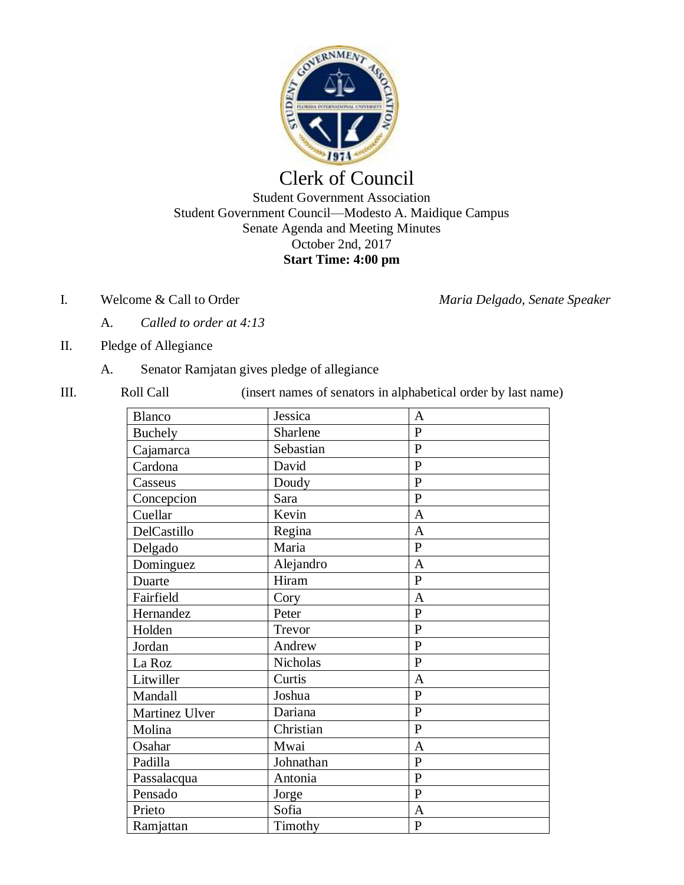# Clerk of Council

Student Government Association
Student Government Council—Modesto A. Maidique Campus
Senate Agenda and Meeting Minutes
October 2nd, 2017
**Start Time: 4:00 pm**

I. Welcome & Call to Order *Maria Delgado, Senate Speaker*

A. *Called to order at 4:13*

II. Pledge of Allegiance

A. Senator Ramjatan gives pledge of allegiance

III. Roll Call (insert names of senators in alphabetical order by last name)

| | | |
|---|---|---|
| Blanco | Jessica | A |
| Buchely | Sharlene | P |
| Cajamarca | Sebastian | P |
| Cardona | David | P |
| Casseus | Doudy | P |
| Concepcion | Sara | P |
| Cuellar | Kevin | A |
| DelCastillo | Regina | A |
| Delgado | Maria | P |
| Dominguez | Alejandro | A |
| Duarte | Hiram | P |
| Fairfield | Cory | A |
| Hernandez | Peter | P |
| Holden | Trevor | P |
| Jordan | Andrew | P |
| La Roz | Nicholas | P |
| Litwiller | Curtis | A |
| Mandall | Joshua | P |
| Martinez Ulver | Dariana | P |
| Molina | Christian | P |
| Osahar | Mwai | A |
| Padilla | Johnathan | P |
| Passalacqua | Antonia | P |
| Pensado | Jorge | P |
| Prieto | Sofia | A |
| Ramjattan | Timothy | P |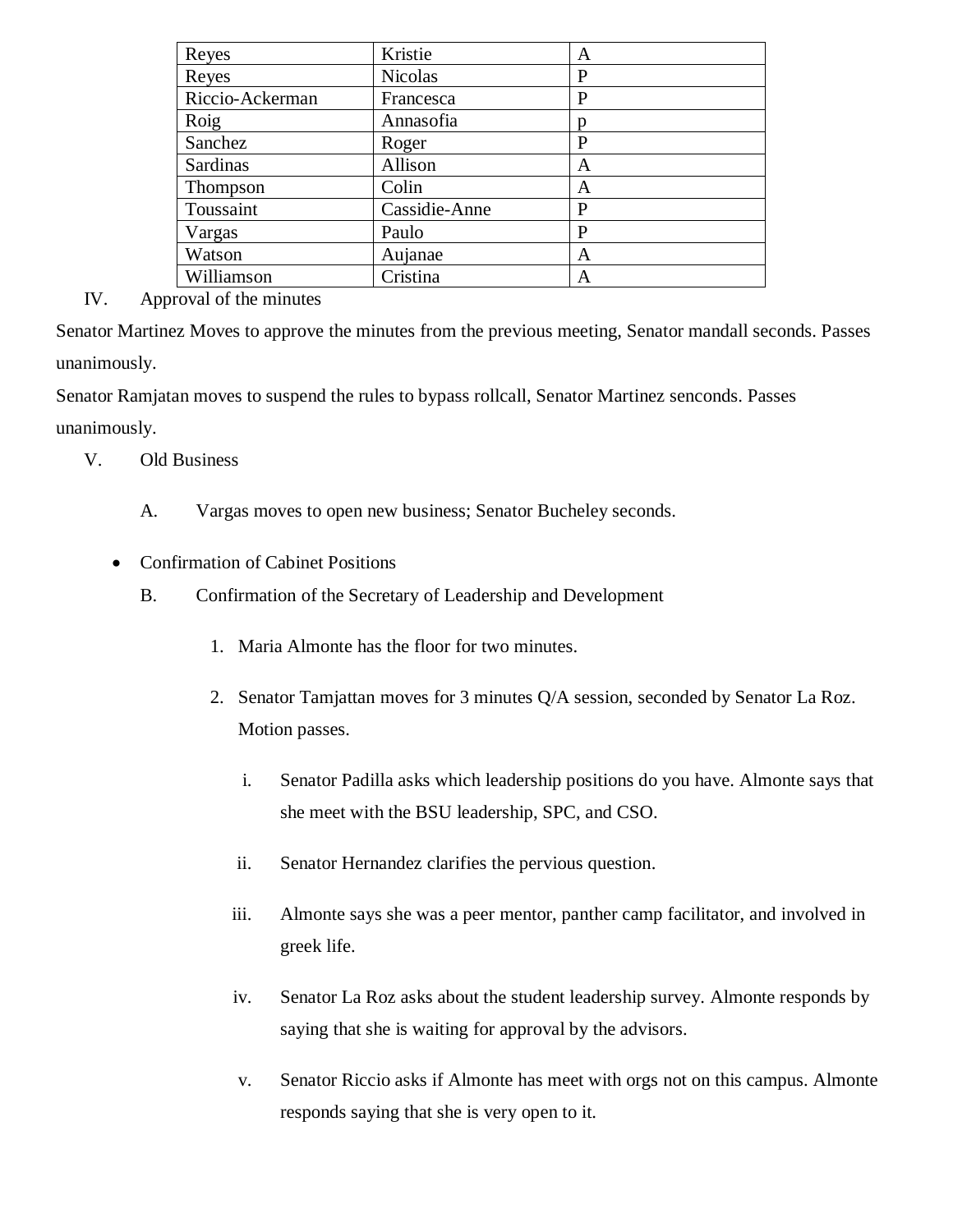| Reyes | Kristie | A |
|---|---|---|
| Reyes | Nicolas | P |
| Riccio-Ackerman | Francesca | P |
| Roig | Annasofia | p |
| Sanchez | Roger | P |
| Sardinas | Allison | A |
| Thompson | Colin | A |
| Toussaint | Cassidie-Anne | P |
| Vargas | Paulo | P |
| Watson | Aujanae | A |
| Williamson | Cristina | A |

IV. Approval of the minutes

Senator Martinez Moves to approve the minutes from the previous meeting, Senator mandall seconds. Passes unanimously.

Senator Ramjatan moves to suspend the rules to bypass rollcall, Senator Martinez senconds. Passes unanimously.

V. Old Business

A. Vargas moves to open new business; Senator Bucheley seconds.

- Confirmation of Cabinet Positions

B. Confirmation of the Secretary of Leadership and Development

1. Maria Almonte has the floor for two minutes.
2. Senator Tamjattan moves for 3 minutes Q/A session, seconded by Senator La Roz. Motion passes.

    i. Senator Padilla asks which leadership positions do you have. Almonte says that she meet with the BSU leadership, SPC, and CSO.

    ii. Senator Hernandez clarifies the pervious question.

    iii. Almonte says she was a peer mentor, panther camp facilitator, and involved in greek life.

    iv. Senator La Roz asks about the student leadership survey. Almonte responds by saying that she is waiting for approval by the advisors.

    v. Senator Riccio asks if Almonte has meet with orgs not on this campus. Almonte responds saying that she is very open to it.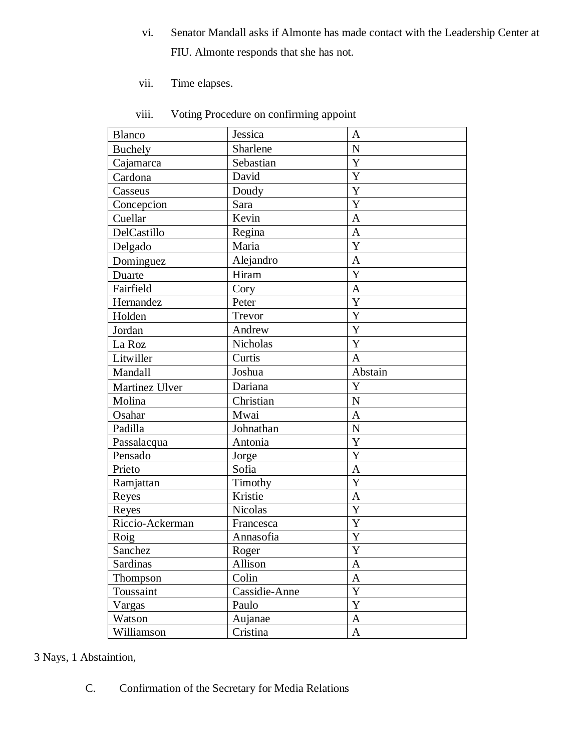vi. Senator Mandall asks if Almonte has made contact with the Leadership Center at FIU. Almonte responds that she has not.

vii. Time elapses.

viii. Voting Procedure on confirming appoint

| Blanco | Jessica | A |
|---|---|---|
| Buchely | Sharlene | N |
| Cajamarca | Sebastian | Y |
| Cardona | David | Y |
| Casseus | Doudy | Y |
| Concepcion | Sara | Y |
| Cuellar | Kevin | A |
| DelCastillo | Regina | A |
| Delgado | Maria | Y |
| Dominguez | Alejandro | A |
| Duarte | Hiram | Y |
| Fairfield | Cory | A |
| Hernandez | Peter | Y |
| Holden | Trevor | Y |
| Jordan | Andrew | Y |
| La Roz | Nicholas | Y |
| Litwiller | Curtis | A |
| Mandall | Joshua | Abstain |
| Martinez Ulver | Dariana | Y |
| Molina | Christian | N |
| Osahar | Mwai | A |
| Padilla | Johnathan | N |
| Passalacqua | Antonia | Y |
| Pensado | Jorge | Y |
| Prieto | Sofia | A |
| Ramjattan | Timothy | Y |
| Reyes | Kristie | A |
| Reyes | Nicolas | Y |
| Riccio-Ackerman | Francesca | Y |
| Roig | Annasofia | Y |
| Sanchez | Roger | Y |
| Sardinas | Allison | A |
| Thompson | Colin | A |
| Toussaint | Cassidie-Anne | Y |
| Vargas | Paulo | Y |
| Watson | Aujanae | A |
| Williamson | Cristina | A |

3 Nays, 1 Abstaintion,

C. Confirmation of the Secretary for Media Relations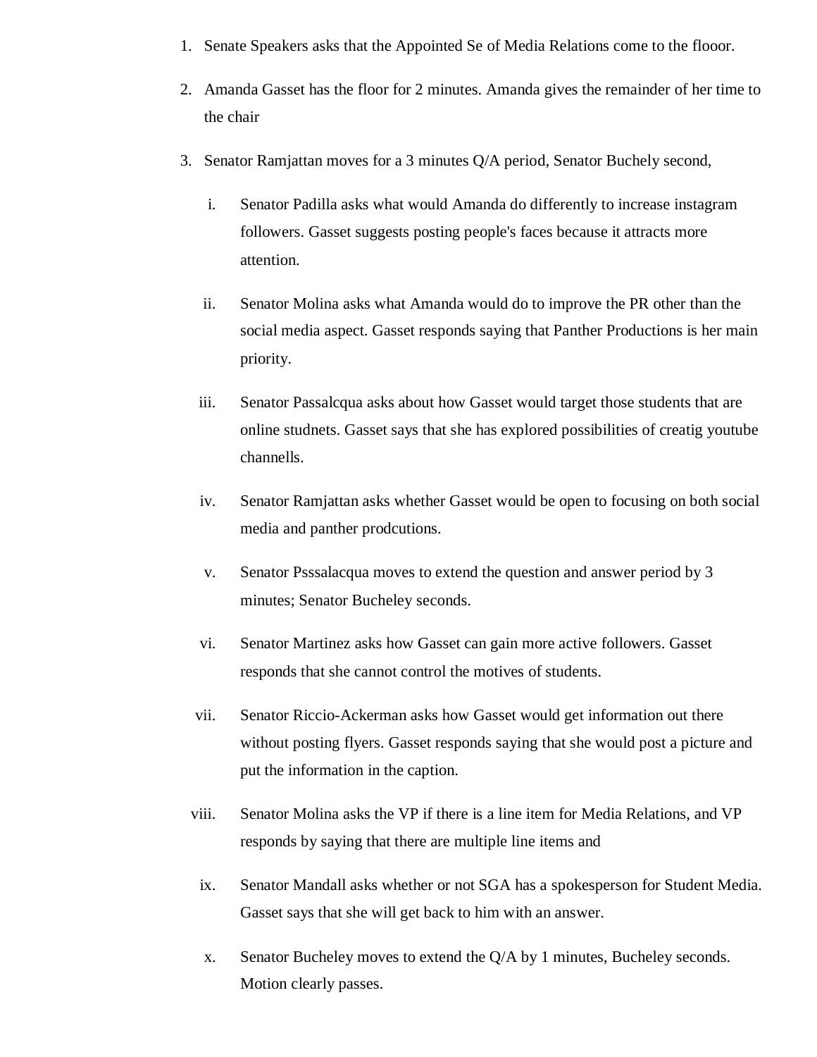1. Senate Speakers asks that the Appointed Se of Media Relations come to the flooor.

2. Amanda Gasset has the floor for 2 minutes. Amanda gives the remainder of her time to the chair

3. Senator Ramjattan moves for a 3 minutes Q/A period, Senator Buchely second,

    i. Senator Padilla asks what would Amanda do differently to increase instagram followers. Gasset suggests posting people's faces because it attracts more attention.

    ii. Senator Molina asks what Amanda would do to improve the PR other than the social media aspect. Gasset responds saying that Panther Productions is her main priority.

    iii. Senator Passalcqua asks about how Gasset would target those students that are online studnets. Gasset says that she has explored possibilities of creatig youtube channells.

    iv. Senator Ramjattan asks whether Gasset would be open to focusing on both social media and panther prodcutions.

    v. Senator Psssalacqua moves to extend the question and answer period by 3 minutes; Senator Bucheley seconds.

    vi. Senator Martinez asks how Gasset can gain more active followers. Gasset responds that she cannot control the motives of students.

    vii. Senator Riccio-Ackerman asks how Gasset would get information out there without posting flyers. Gasset responds saying that she would post a picture and put the information in the caption.

    viii. Senator Molina asks the VP if there is a line item for Media Relations, and VP responds by saying that there are multiple line items and

    ix. Senator Mandall asks whether or not SGA has a spokesperson for Student Media. Gasset says that she will get back to him with an answer.

    x. Senator Bucheley moves to extend the Q/A by 1 minutes, Bucheley seconds. Motion clearly passes.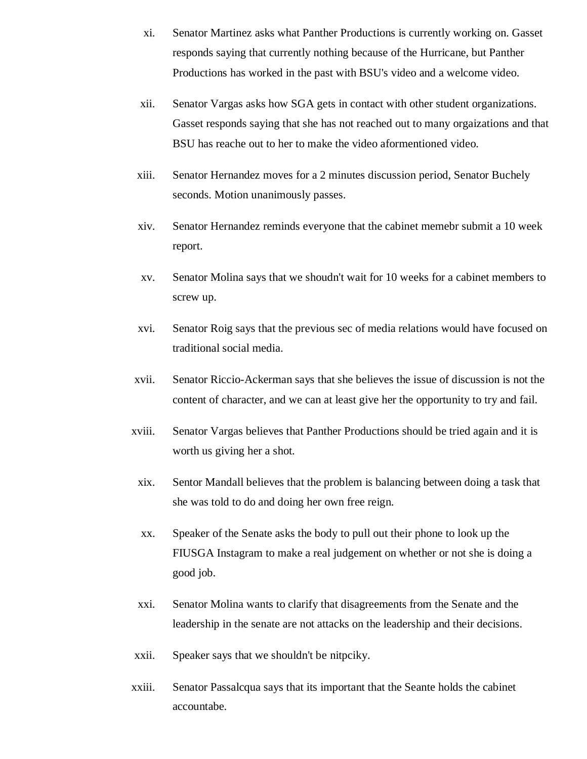xi. Senator Martinez asks what Panther Productions is currently working on. Gasset responds saying that currently nothing because of the Hurricane, but Panther Productions has worked in the past with BSU's video and a welcome video.

xii. Senator Vargas asks how SGA gets in contact with other student organizations. Gasset responds saying that she has not reached out to many orgaizations and that BSU has reache out to her to make the video aformentioned video.

xiii. Senator Hernandez moves for a 2 minutes discussion period, Senator Buchely seconds. Motion unanimously passes.

xiv. Senator Hernandez reminds everyone that the cabinet memebr submit a 10 week report.

xv. Senator Molina says that we shoudn't wait for 10 weeks for a cabinet members to screw up.

xvi. Senator Roig says that the previous sec of media relations would have focused on traditional social media.

xvii. Senator Riccio-Ackerman says that she believes the issue of discussion is not the content of character, and we can at least give her the opportunity to try and fail.

xviii. Senator Vargas believes that Panther Productions should be tried again and it is worth us giving her a shot.

xix. Sentor Mandall believes that the problem is balancing between doing a task that she was told to do and doing her own free reign.

xx. Speaker of the Senate asks the body to pull out their phone to look up the FIUSGA Instagram to make a real judgement on whether or not she is doing a good job.

xxi. Senator Molina wants to clarify that disagreements from the Senate and the leadership in the senate are not attacks on the leadership and their decisions.

xxii. Speaker says that we shouldn't be nitpciky.

xxiii. Senator Passalcqua says that its important that the Seante holds the cabinet accountabe.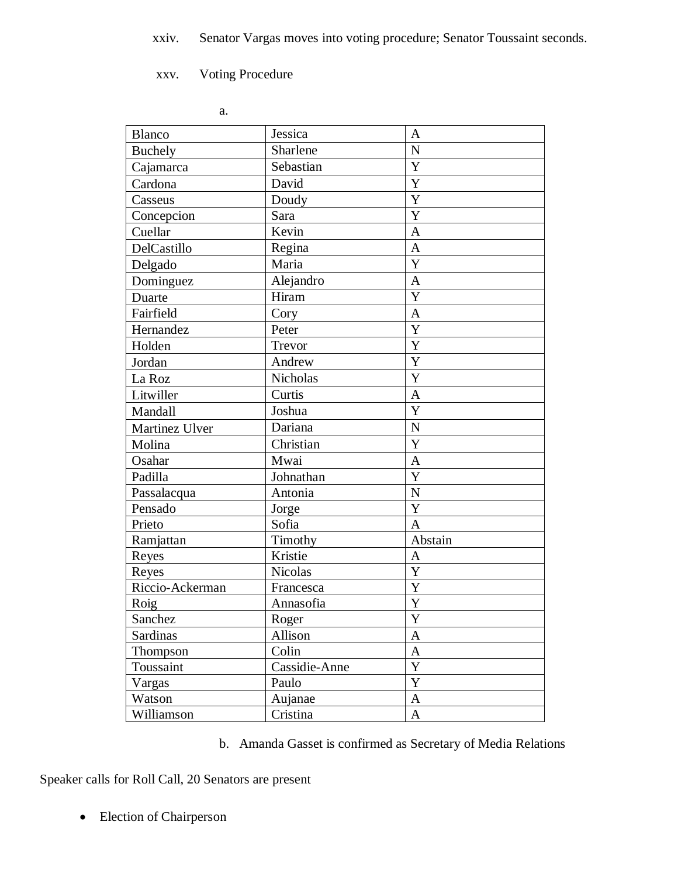xxiv. Senator Vargas moves into voting procedure; Senator Toussaint seconds.

xxv. Voting Procedure

a.

| Blanco | Jessica | A |
|---|---|---|
| Buchely | Sharlene | N |
| Cajamarca | Sebastian | Y |
| Cardona | David | Y |
| Casseus | Doudy | Y |
| Concepcion | Sara | Y |
| Cuellar | Kevin | A |
| DelCastillo | Regina | A |
| Delgado | Maria | Y |
| Dominguez | Alejandro | A |
| Duarte | Hiram | Y |
| Fairfield | Cory | A |
| Hernandez | Peter | Y |
| Holden | Trevor | Y |
| Jordan | Andrew | Y |
| La Roz | Nicholas | Y |
| Litwiller | Curtis | A |
| Mandall | Joshua | Y |
| Martinez Ulver | Dariana | N |
| Molina | Christian | Y |
| Osahar | Mwai | A |
| Padilla | Johnathan | Y |
| Passalacqua | Antonia | N |
| Pensado | Jorge | Y |
| Prieto | Sofia | A |
| Ramjattan | Timothy | Abstain |
| Reyes | Kristie | A |
| Reyes | Nicolas | Y |
| Riccio-Ackerman | Francesca | Y |
| Roig | Annasofia | Y |
| Sanchez | Roger | Y |
| Sardinas | Allison | A |
| Thompson | Colin | A |
| Toussaint | Cassidie-Anne | Y |
| Vargas | Paulo | Y |
| Watson | Aujanae | A |
| Williamson | Cristina | A |

b. Amanda Gasset is confirmed as Secretary of Media Relations

Speaker calls for Roll Call, 20 Senators are present

- Election of Chairperson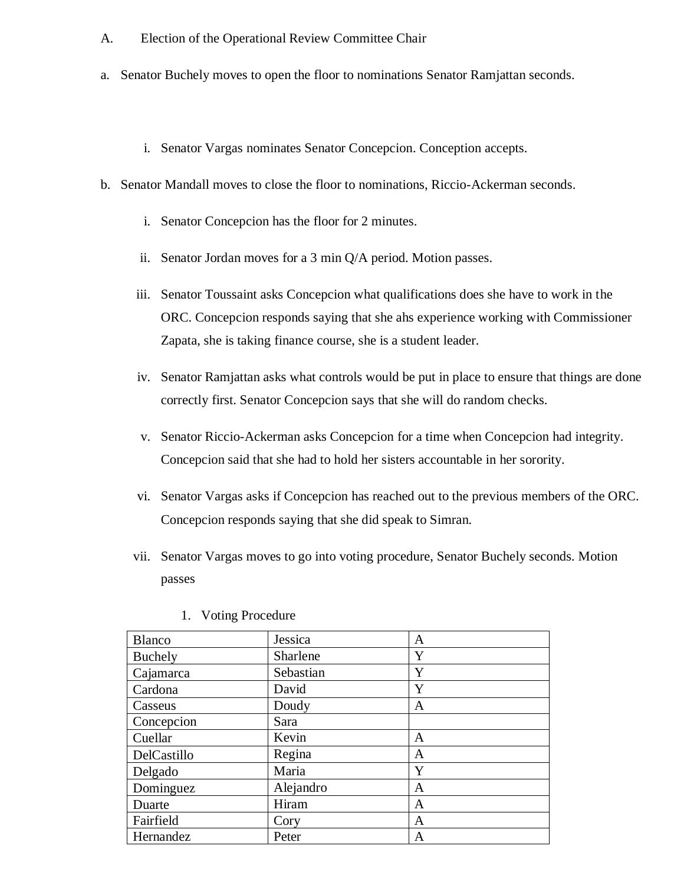A. Election of the Operational Review Committee Chair

a. Senator Buchely moves to open the floor to nominations Senator Ramjattan seconds.

   i. Senator Vargas nominates Senator Concepcion. Conception accepts.

b. Senator Mandall moves to close the floor to nominations, Riccio-Ackerman seconds.

   i. Senator Concepcion has the floor for 2 minutes.

   ii. Senator Jordan moves for a 3 min Q/A period. Motion passes.

   iii. Senator Toussaint asks Concepcion what qualifications does she have to work in the ORC. Concepcion responds saying that she ahs experience working with Commissioner Zapata, she is taking finance course, she is a student leader.

   iv. Senator Ramjattan asks what controls would be put in place to ensure that things are done correctly first. Senator Concepcion says that she will do random checks.

   v. Senator Riccio-Ackerman asks Concepcion for a time when Concepcion had integrity. Concepcion said that she had to hold her sisters accountable in her sorority.

   vi. Senator Vargas asks if Concepcion has reached out to the previous members of the ORC. Concepcion responds saying that she did speak to Simran.

   vii. Senator Vargas moves to go into voting procedure, Senator Buchely seconds. Motion passes

      1. Voting Procedure

| | | |
|---|---|---|
| Blanco | Jessica | A |
| Buchely | Sharlene | Y |
| Cajamarca | Sebastian | Y |
| Cardona | David | Y |
| Casseus | Doudy | A |
| Concepcion | Sara | |
| Cuellar | Kevin | A |
| DelCastillo | Regina | A |
| Delgado | Maria | Y |
| Dominguez | Alejandro | A |
| Duarte | Hiram | A |
| Fairfield | Cory | A |
| Hernandez | Peter | A |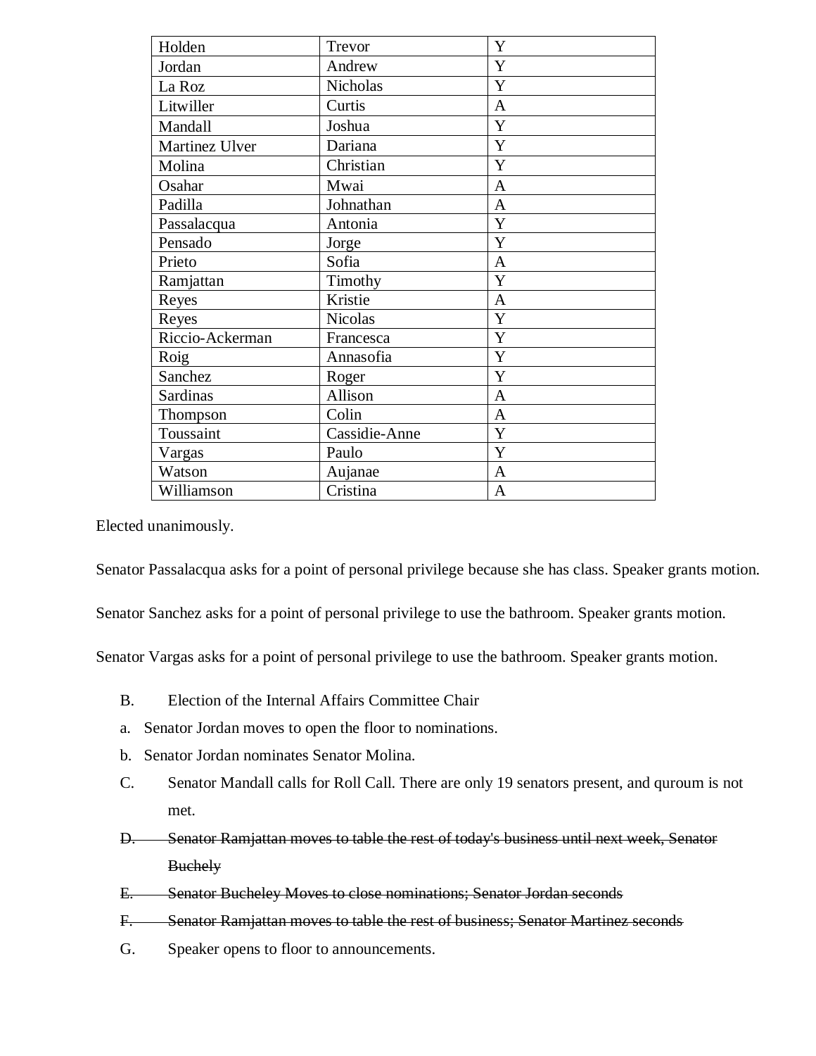| Holden | Trevor | Y |
|---|---|---|
| Jordan | Andrew | Y |
| La Roz | Nicholas | Y |
| Litwiller | Curtis | A |
| Mandall | Joshua | Y |
| Martinez Ulver | Dariana | Y |
| Molina | Christian | Y |
| Osahar | Mwai | A |
| Padilla | Johnathan | A |
| Passalacqua | Antonia | Y |
| Pensado | Jorge | Y |
| Prieto | Sofia | A |
| Ramjattan | Timothy | Y |
| Reyes | Kristie | A |
| Reyes | Nicolas | Y |
| Riccio-Ackerman | Francesca | Y |
| Roig | Annasofia | Y |
| Sanchez | Roger | Y |
| Sardinas | Allison | A |
| Thompson | Colin | A |
| Toussaint | Cassidie-Anne | Y |
| Vargas | Paulo | Y |
| Watson | Aujanae | A |
| Williamson | Cristina | A |

Elected unanimously.

Senator Passalacqua asks for a point of personal privilege because she has class. Speaker grants motion.

Senator Sanchez asks for a point of personal privilege to use the bathroom. Speaker grants motion.

Senator Vargas asks for a point of personal privilege to use the bathroom. Speaker grants motion.

B. Election of the Internal Affairs Committee Chair

a. Senator Jordan moves to open the floor to nominations.

b. Senator Jordan nominates Senator Molina.

C. Senator Mandall calls for Roll Call. There are only 19 senators present, and quroum is not met.

~~D. Senator Ramjattan moves to table the rest of today's business until next week, Senator Buchely~~

~~E. Senator Bucheley Moves to close nominations; Senator Jordan seconds~~

~~F. Senator Ramjattan moves to table the rest of business; Senator Martinez seconds~~

G. Speaker opens to floor to announcements.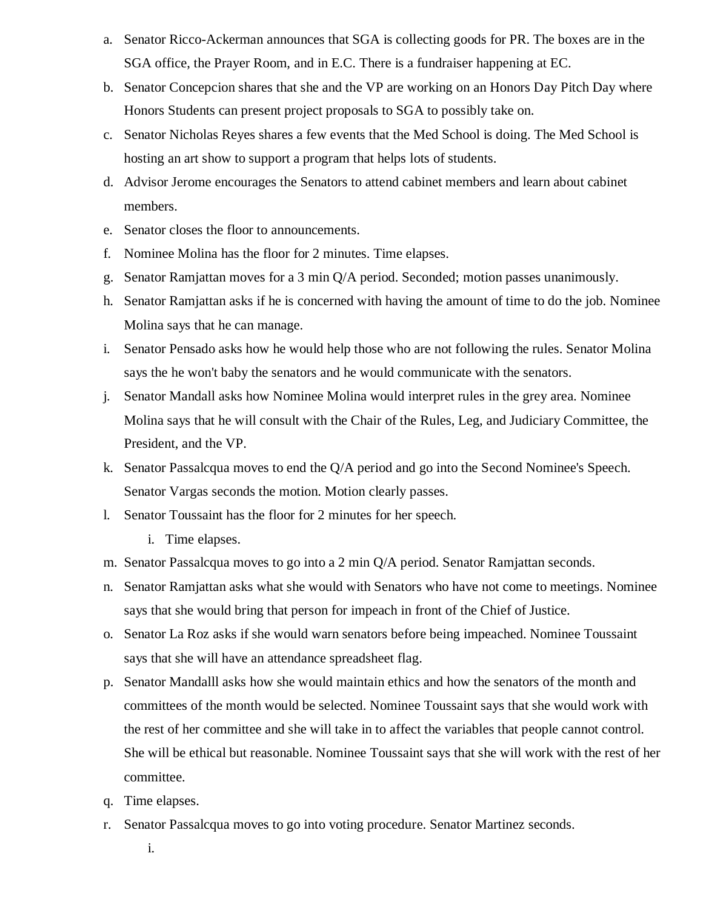a. Senator Ricco-Ackerman announces that SGA is collecting goods for PR. The boxes are in the SGA office, the Prayer Room, and in E.C. There is a fundraiser happening at EC.
b. Senator Concepcion shares that she and the VP are working on an Honors Day Pitch Day where Honors Students can present project proposals to SGA to possibly take on.
c. Senator Nicholas Reyes shares a few events that the Med School is doing. The Med School is hosting an art show to support a program that helps lots of students.
d. Advisor Jerome encourages the Senators to attend cabinet members and learn about cabinet members.
e. Senator closes the floor to announcements.
f. Nominee Molina has the floor for 2 minutes. Time elapses.
g. Senator Ramjattan moves for a 3 min Q/A period. Seconded; motion passes unanimously.
h. Senator Ramjattan asks if he is concerned with having the amount of time to do the job. Nominee Molina says that he can manage.
i. Senator Pensado asks how he would help those who are not following the rules. Senator Molina says the he won't baby the senators and he would communicate with the senators.
j. Senator Mandall asks how Nominee Molina would interpret rules in the grey area. Nominee Molina says that he will consult with the Chair of the Rules, Leg, and Judiciary Committee, the President, and the VP.
k. Senator Passalcqua moves to end the Q/A period and go into the Second Nominee's Speech. Senator Vargas seconds the motion. Motion clearly passes.
l. Senator Toussaint has the floor for 2 minutes for her speech.
    i. Time elapses.
m. Senator Passalcqua moves to go into a 2 min Q/A period. Senator Ramjattan seconds.
n. Senator Ramjattan asks what she would with Senators who have not come to meetings. Nominee says that she would bring that person for impeach in front of the Chief of Justice.
o. Senator La Roz asks if she would warn senators before being impeached. Nominee Toussaint says that she will have an attendance spreadsheet flag.
p. Senator Mandalll asks how she would maintain ethics and how the senators of the month and committees of the month would be selected. Nominee Toussaint says that she would work with the rest of her committee and she will take in to affect the variables that people cannot control. She will be ethical but reasonable. Nominee Toussaint says that she will work with the rest of her committee.
q. Time elapses.
r. Senator Passalcqua moves to go into voting procedure. Senator Martinez seconds.
    i.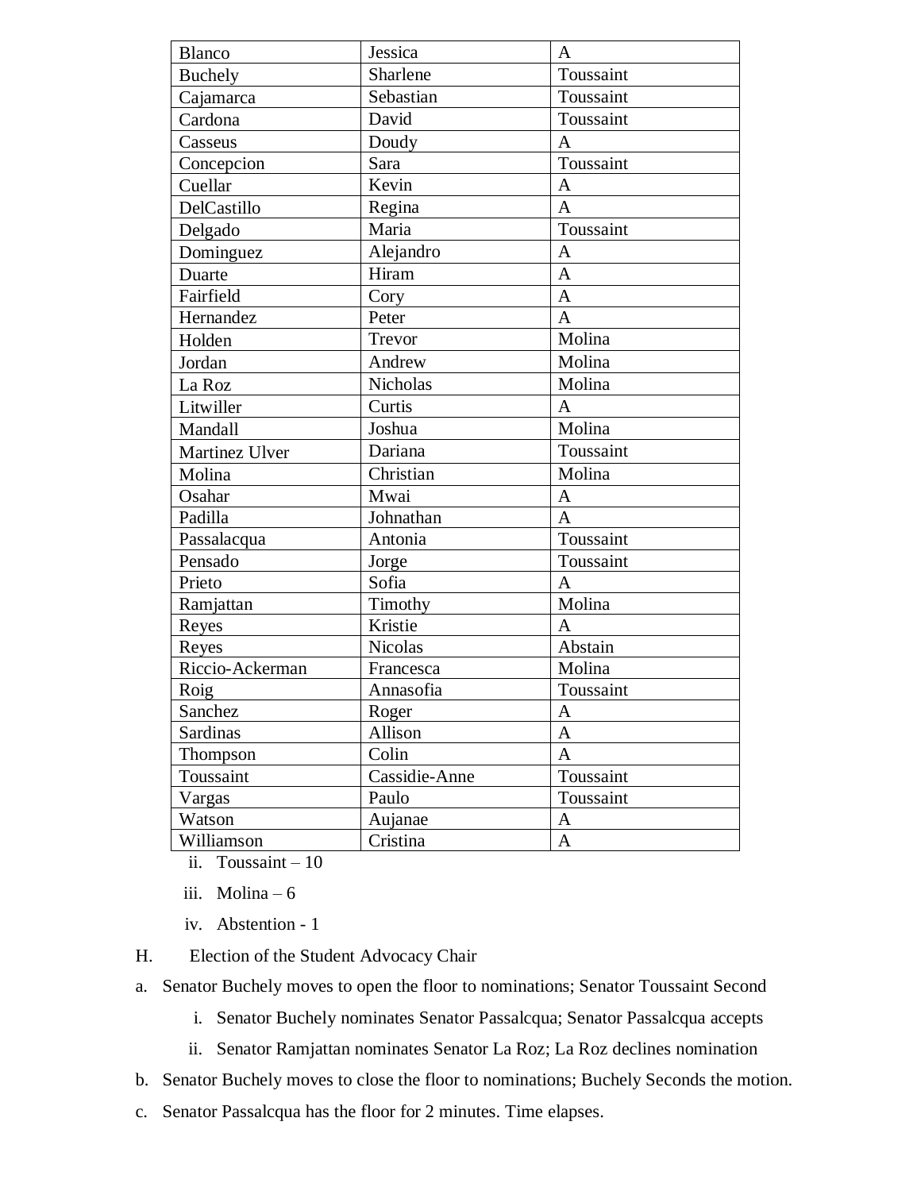| Blanco | Jessica | A |
|---|---|---|
| Buchely | Sharlene | Toussaint |
| Cajamarca | Sebastian | Toussaint |
| Cardona | David | Toussaint |
| Casseus | Doudy | A |
| Concepcion | Sara | Toussaint |
| Cuellar | Kevin | A |
| DelCastillo | Regina | A |
| Delgado | Maria | Toussaint |
| Dominguez | Alejandro | A |
| Duarte | Hiram | A |
| Fairfield | Cory | A |
| Hernandez | Peter | A |
| Holden | Trevor | Molina |
| Jordan | Andrew | Molina |
| La Roz | Nicholas | Molina |
| Litwiller | Curtis | A |
| Mandall | Joshua | Molina |
| Martinez Ulver | Dariana | Toussaint |
| Molina | Christian | Molina |
| Osahar | Mwai | A |
| Padilla | Johnathan | A |
| Passalacqua | Antonia | Toussaint |
| Pensado | Jorge | Toussaint |
| Prieto | Sofia | A |
| Ramjattan | Timothy | Molina |
| Reyes | Kristie | A |
| Reyes | Nicolas | Abstain |
| Riccio-Ackerman | Francesca | Molina |
| Roig | Annasofia | Toussaint |
| Sanchez | Roger | A |
| Sardinas | Allison | A |
| Thompson | Colin | A |
| Toussaint | Cassidie-Anne | Toussaint |
| Vargas | Paulo | Toussaint |
| Watson | Aujanae | A |
| Williamson | Cristina | A |

ii. Toussaint – 10

iii. Molina – 6

iv. Abstention - 1

H. Election of the Student Advocacy Chair

a. Senator Buchely moves to open the floor to nominations; Senator Toussaint Second

i. Senator Buchely nominates Senator Passalcqua; Senator Passalcqua accepts

ii. Senator Ramjattan nominates Senator La Roz; La Roz declines nomination

b. Senator Buchely moves to close the floor to nominations; Buchely Seconds the motion.

c. Senator Passalcqua has the floor for 2 minutes. Time elapses.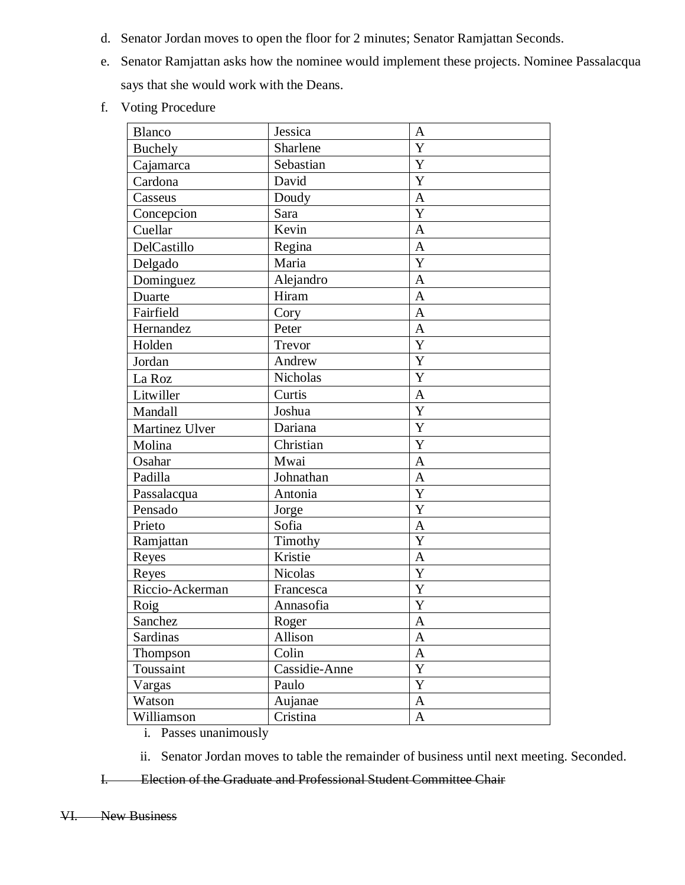d. Senator Jordan moves to open the floor for 2 minutes; Senator Ramjattan Seconds.

e. Senator Ramjattan asks how the nominee would implement these projects. Nominee Passalacqua says that she would work with the Deans.

f. Voting Procedure

| Blanco | Jessica | A |
|---|---|---|
| Buchely | Sharlene | Y |
| Cajamarca | Sebastian | Y |
| Cardona | David | Y |
| Casseus | Doudy | A |
| Concepcion | Sara | Y |
| Cuellar | Kevin | A |
| DelCastillo | Regina | A |
| Delgado | Maria | Y |
| Dominguez | Alejandro | A |
| Duarte | Hiram | A |
| Fairfield | Cory | A |
| Hernandez | Peter | A |
| Holden | Trevor | Y |
| Jordan | Andrew | Y |
| La Roz | Nicholas | Y |
| Litwiller | Curtis | A |
| Mandall | Joshua | Y |
| Martinez Ulver | Dariana | Y |
| Molina | Christian | Y |
| Osahar | Mwai | A |
| Padilla | Johnathan | A |
| Passalacqua | Antonia | Y |
| Pensado | Jorge | Y |
| Prieto | Sofia | A |
| Ramjattan | Timothy | Y |
| Reyes | Kristie | A |
| Reyes | Nicolas | Y |
| Riccio-Ackerman | Francesca | Y |
| Roig | Annasofia | Y |
| Sanchez | Roger | A |
| Sardinas | Allison | A |
| Thompson | Colin | A |
| Toussaint | Cassidie-Anne | Y |
| Vargas | Paulo | Y |
| Watson | Aujanae | A |
| Williamson | Cristina | A |

i. Passes unanimously

ii. Senator Jordan moves to table the remainder of business until next meeting. Seconded.

I. ~~Election of the Graduate and Professional Student Committee Chair~~

VI. ~~New Business~~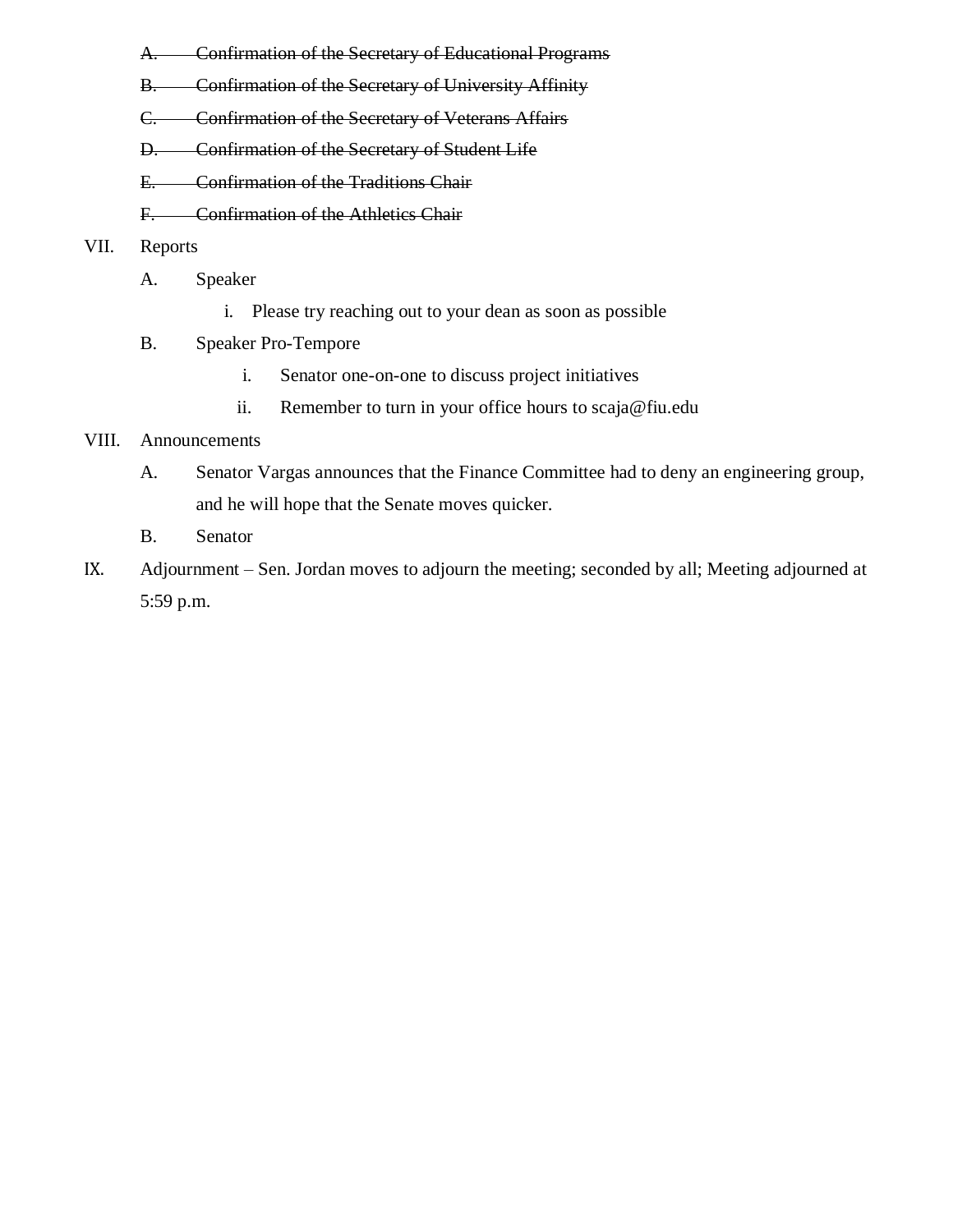- ~~A. Confirmation of the Secretary of Educational Programs~~
- ~~B. Confirmation of the Secretary of University Affinity~~
- ~~C. Confirmation of the Secretary of Veterans Affairs~~
- ~~D. Confirmation of the Secretary of Student Life~~
- ~~E. Confirmation of the Traditions Chair~~
- ~~F. Confirmation of the Athletics Chair~~

VII. Reports

- A. Speaker
  - i. Please try reaching out to your dean as soon as possible
- B. Speaker Pro-Tempore
  - i. Senator one-on-one to discuss project initiatives
  - ii. Remember to turn in your office hours to scaja@fiu.edu

VIII. Announcements

- A. Senator Vargas announces that the Finance Committee had to deny an engineering group, and he will hope that the Senate moves quicker.
- B. Senator

IX. Adjournment – Sen. Jordan moves to adjourn the meeting; seconded by all; Meeting adjourned at 5:59 p.m.